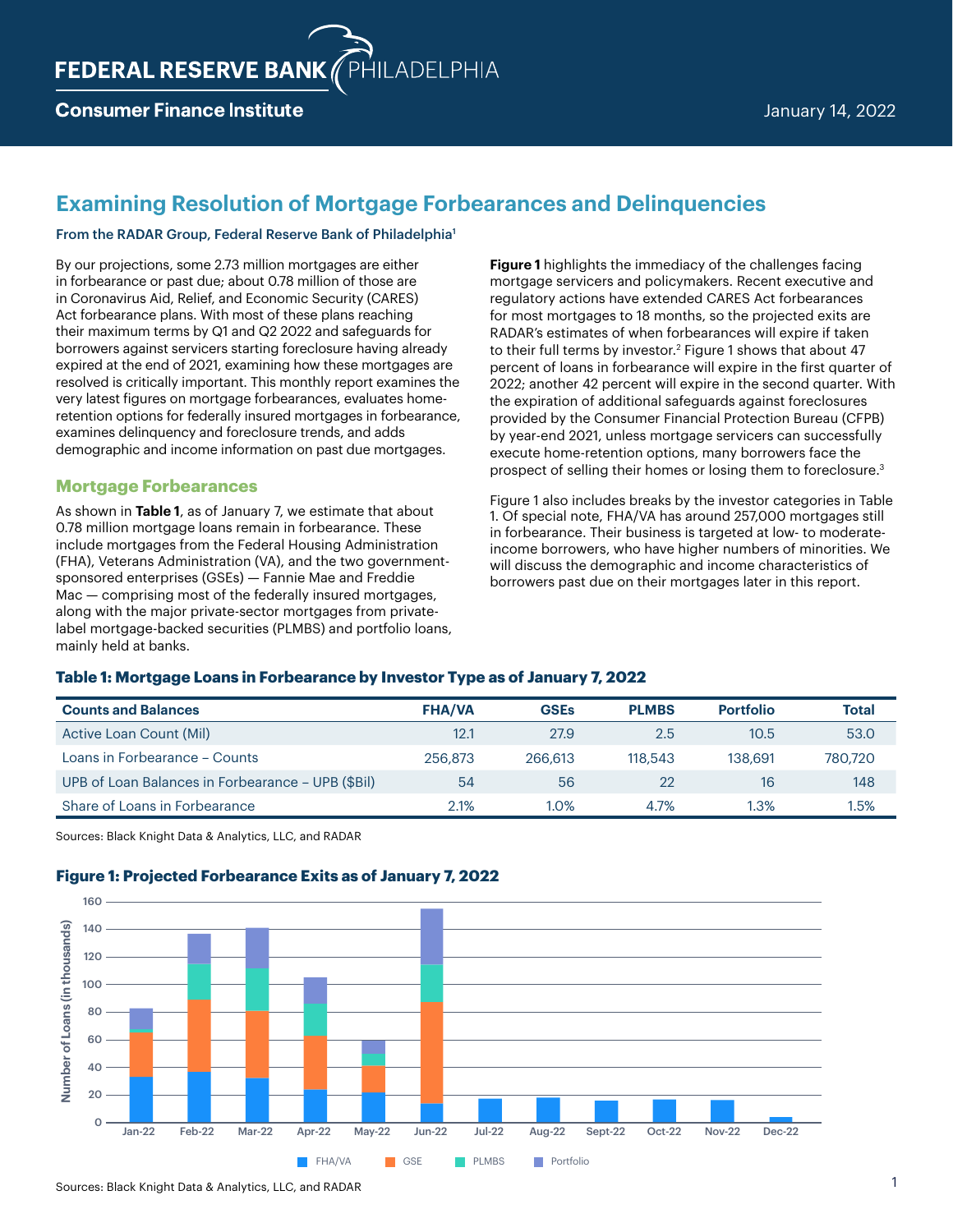FEDERAL RESERVE BANK PHILADELPHIA

Consumer Finance Institute

January 14, 2022

# Examining Resolution of Mortgage Forbearances and Delinquencies

From the RADAR Group, Federal Reserve Bank of Philadelphia[1]

By our projections, some 2.73 million mortgages are either in forbearance or past due; about 0.78 million of those are in Coronavirus Aid, Relief, and Economic Security (CARES) Act forbearance plans. With most of these plans reaching their maximum terms by Q1 and Q2 2022 and safeguards for borrowers against servicers starting foreclosure having already expired at the end of 2021, examining how these mortgages are resolved is critically important. This monthly report examines the very latest figures on mortgage forbearances, evaluates home-retention options for federally insured mortgages in forbearance, examines delinquency and foreclosure trends, and adds demographic and income information on past due mortgages.

## Mortgage Forbearances

As shown in **Table 1**, as of January 7, we estimate that about 0.78 million mortgage loans remain in forbearance. These include mortgages from the Federal Housing Administration (FHA), Veterans Administration (VA), and the two government-sponsored enterprises (GSEs) — Fannie Mae and Freddie Mac — comprising most of the federally insured mortgages, along with the major private-sector mortgages from private-label mortgage-backed securities (PLMBS) and portfolio loans, mainly held at banks.

**Figure 1** highlights the immediacy of the challenges facing mortgage servicers and policymakers. Recent executive and regulatory actions have extended CARES Act forbearances for most mortgages to 18 months, so the projected exits are RADAR's estimates of when forbearances will expire if taken to their full terms by investor.[2] Figure 1 shows that about 47 percent of loans in forbearance will expire in the first quarter of 2022; another 42 percent will expire in the second quarter. With the expiration of additional safeguards against foreclosures provided by the Consumer Financial Protection Bureau (CFPB) by year-end 2021, unless mortgage servicers can successfully execute home-retention options, many borrowers face the prospect of selling their homes or losing them to foreclosure.[3]

Figure 1 also includes breaks by the investor categories in Table 1. Of special note, FHA/VA has around 257,000 mortgages still in forbearance. Their business is targeted at low- to moderate-income borrowers, who have higher numbers of minorities. We will discuss the demographic and income characteristics of borrowers past due on their mortgages later in this report.

### Table 1: Mortgage Loans in Forbearance by Investor Type as of January 7, 2022

| Counts and Balances | FHA/VA | GSEs | PLMBS | Portfolio | Total |
|---|---|---|---|---|---|
| Active Loan Count (Mil) | 12.1 | 27.9 | 2.5 | 10.5 | 53.0 |
| Loans in Forbearance – Counts | 256,873 | 266,613 | 118,543 | 138,691 | 780,720 |
| UPB of Loan Balances in Forbearance – UPB ($Bil) | 54 | 56 | 22 | 16 | 148 |
| Share of Loans in Forbearance | 2.1% | 1.0% | 4.7% | 1.3% | 1.5% |

Sources: Black Knight Data & Analytics, LLC, and RADAR

### Figure 1: Projected Forbearance Exits as of January 7, 2022

Sources: Black Knight Data & Analytics, LLC, and RADAR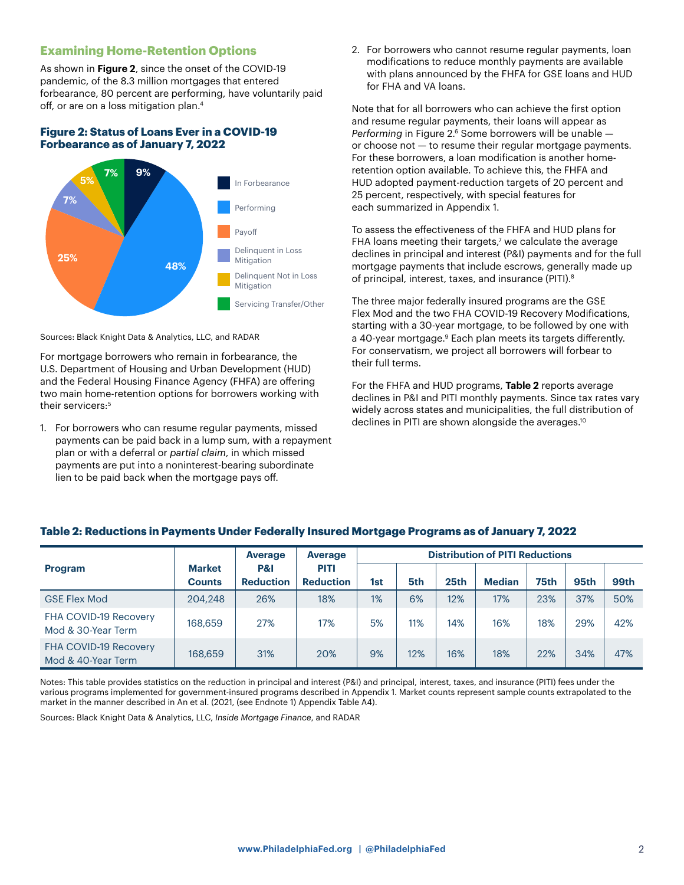## Examining Home-Retention Options

As shown in **Figure 2**, since the onset of the COVID-19 pandemic, of the 8.3 million mortgages that entered forbearance, 80 percent are performing, have voluntarily paid off, or are on a loss mitigation plan.[4]

### Figure 2: Status of Loans Ever in a COVID-19 Forbearance as of January 7, 2022

| Status | Share |
|---|---|
| In Forbearance | 9% |
| Performing | 48% |
| Payoff | 25% |
| Delinquent in Loss Mitigation | 7% |
| Delinquent Not in Loss Mitigation | 5% |
| Servicing Transfer/Other | 7% |

Sources: Black Knight Data & Analytics, LLC, and RADAR

For mortgage borrowers who remain in forbearance, the U.S. Department of Housing and Urban Development (HUD) and the Federal Housing Finance Agency (FHFA) are offering two main home-retention options for borrowers working with their servicers:[5]

1. For borrowers who can resume regular payments, missed payments can be paid back in a lump sum, with a repayment plan or with a deferral or *partial claim*, in which missed payments are put into a noninterest-bearing subordinate lien to be paid back when the mortgage pays off.
2. For borrowers who cannot resume regular payments, loan modifications to reduce monthly payments are available with plans announced by the FHFA for GSE loans and HUD for FHA and VA loans.

Note that for all borrowers who can achieve the first option and resume regular payments, their loans will appear as *Performing* in Figure 2.[6] Some borrowers will be unable — or choose not — to resume their regular mortgage payments. For these borrowers, a loan modification is another home-retention option available. To achieve this, the FHFA and HUD adopted payment-reduction targets of 20 percent and 25 percent, respectively, with special features for each summarized in Appendix 1.

To assess the effectiveness of the FHFA and HUD plans for FHA loans meeting their targets,[7] we calculate the average declines in principal and interest (P&I) payments and for the full mortgage payments that include escrows, generally made up of principal, interest, taxes, and insurance (PITI).[8]

The three major federally insured programs are the GSE Flex Mod and the two FHA COVID-19 Recovery Modifications, starting with a 30-year mortgage, to be followed by one with a 40-year mortgage.[9] Each plan meets its targets differently. For conservatism, we project all borrowers will forbear to their full terms.

For the FHFA and HUD programs, **Table 2** reports average declines in P&I and PITI monthly payments. Since tax rates vary widely across states and municipalities, the full distribution of declines in PITI are shown alongside the averages.[10]

### Table 2: Reductions in Payments Under Federally Insured Mortgage Programs as of January 7, 2022

| Program | Market Counts | Average P&I Reduction | Average PITI Reduction | Distribution of PITI Reductions | | | | | | |
|---|---|---|---|---|---|---|---|---|---|---|
| | | | | 1st | 5th | 25th | Median | 75th | 95th | 99th |
| GSE Flex Mod | 204,248 | 26% | 18% | 1% | 6% | 12% | 17% | 23% | 37% | 50% |
| FHA COVID-19 Recovery Mod & 30-Year Term | 168,659 | 27% | 17% | 5% | 11% | 14% | 16% | 18% | 29% | 42% |
| FHA COVID-19 Recovery Mod & 40-Year Term | 168,659 | 31% | 20% | 9% | 12% | 16% | 18% | 22% | 34% | 47% |

Notes: This table provides statistics on the reduction in principal and interest (P&I) and principal, interest, taxes, and insurance (PITI) fees under the various programs implemented for government-insured programs described in Appendix 1. Market counts represent sample counts extrapolated to the market in the manner described in An et al. (2021, (see Endnote 1) Appendix Table A4).

Sources: Black Knight Data & Analytics, LLC, *Inside Mortgage Finance*, and RADAR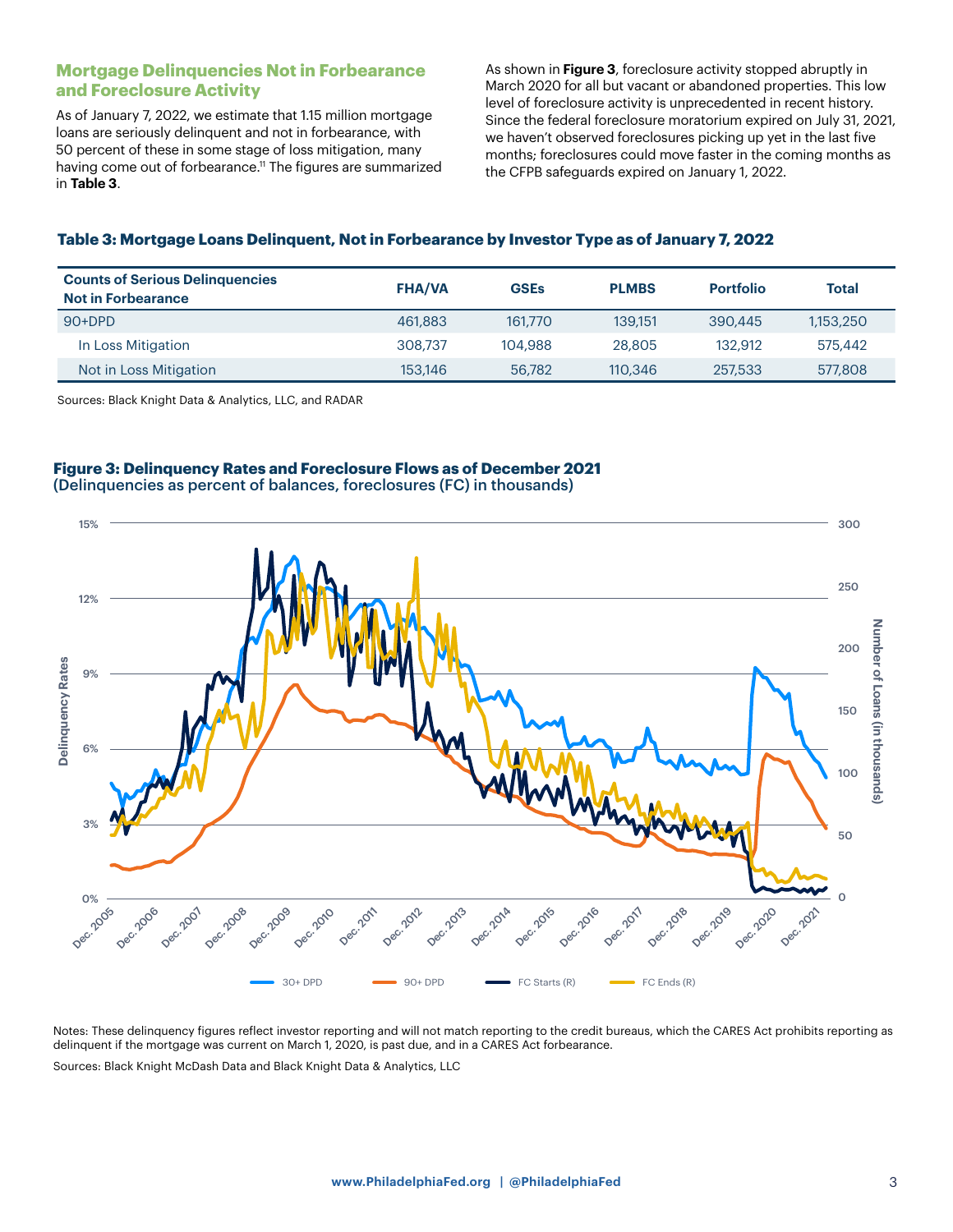## Mortgage Delinquencies Not in Forbearance and Foreclosure Activity

As of January 7, 2022, we estimate that 1.15 million mortgage loans are seriously delinquent and not in forbearance, with 50 percent of these in some stage of loss mitigation, many having come out of forbearance.[11] The figures are summarized in **Table 3**.

As shown in **Figure 3**, foreclosure activity stopped abruptly in March 2020 for all but vacant or abandoned properties. This low level of foreclosure activity is unprecedented in recent history. Since the federal foreclosure moratorium expired on July 31, 2021, we haven't observed foreclosures picking up yet in the last five months; foreclosures could move faster in the coming months as the CFPB safeguards expired on January 1, 2022.

### Table 3: Mortgage Loans Delinquent, Not in Forbearance by Investor Type as of January 7, 2022

| Counts of Serious Delinquencies Not in Forbearance | FHA/VA | GSEs | PLMBS | Portfolio | Total |
|---|---|---|---|---|---|
| 90+DPD | 461,883 | 161,770 | 139,151 | 390,445 | 1,153,250 |
| In Loss Mitigation | 308,737 | 104,988 | 28,805 | 132,912 | 575,442 |
| Not in Loss Mitigation | 153,146 | 56,782 | 110,346 | 257,533 | 577,808 |

Sources: Black Knight Data & Analytics, LLC, and RADAR

### Figure 3: Delinquency Rates and Foreclosure Flows as of December 2021
(Delinquencies as percent of balances, foreclosures (FC) in thousands)

Notes: These delinquency figures reflect investor reporting and will not match reporting to the credit bureaus, which the CARES Act prohibits reporting as delinquent if the mortgage was current on March 1, 2020, is past due, and in a CARES Act forbearance.

Sources: Black Knight McDash Data and Black Knight Data & Analytics, LLC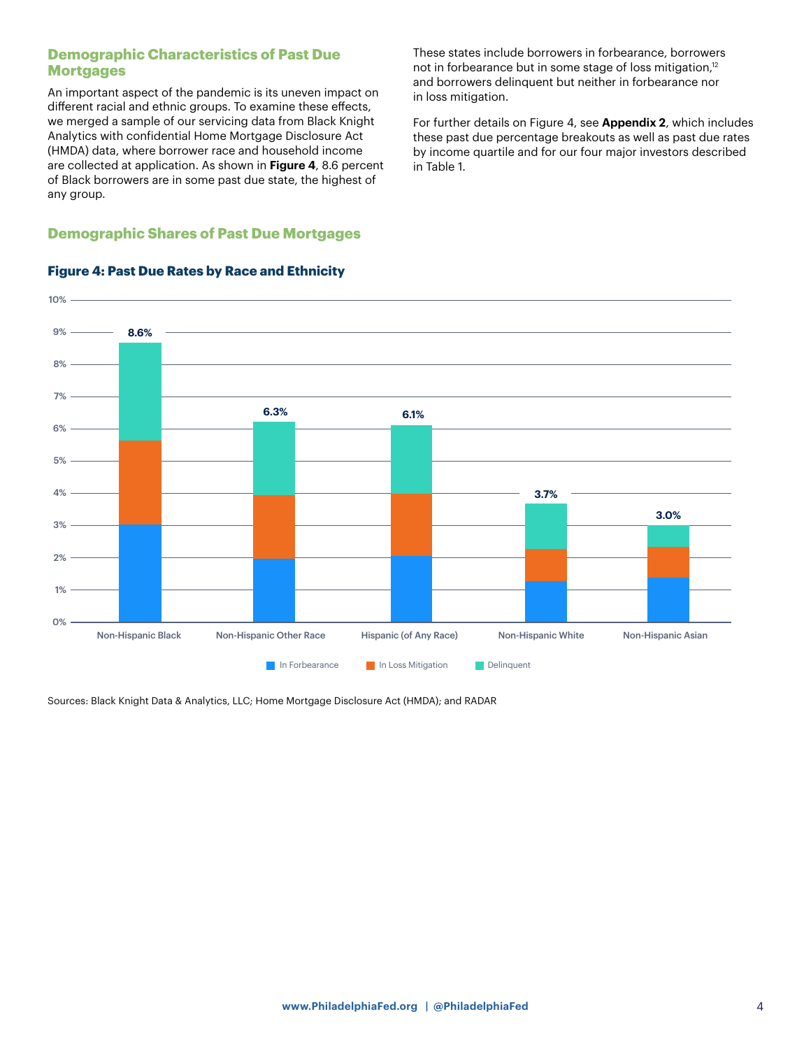## Demographic Characteristics of Past Due Mortgages

An important aspect of the pandemic is its uneven impact on different racial and ethnic groups. To examine these effects, we merged a sample of our servicing data from Black Knight Analytics with confidential Home Mortgage Disclosure Act (HMDA) data, where borrower race and household income are collected at application. As shown in **Figure 4**, 8.6 percent of Black borrowers are in some past due state, the highest of any group.

These states include borrowers in forbearance, borrowers not in forbearance but in some stage of loss mitigation,[12] and borrowers delinquent but neither in forbearance nor in loss mitigation.

For further details on Figure 4, see **Appendix 2**, which includes these past due percentage breakouts as well as past due rates by income quartile and for our four major investors described in Table 1.

## Demographic Shares of Past Due Mortgages

### Figure 4: Past Due Rates by Race and Ethnicity

| Group | Total Past Due |
|---|---|
| Non-Hispanic Black | 8.6% |
| Non-Hispanic Other Race | 6.3% |
| Hispanic (of Any Race) | 6.1% |
| Non-Hispanic White | 3.7% |
| Non-Hispanic Asian | 3.0% |

Legend: In Forbearance; In Loss Mitigation; Delinquent

Sources: Black Knight Data & Analytics, LLC; Home Mortgage Disclosure Act (HMDA); and RADAR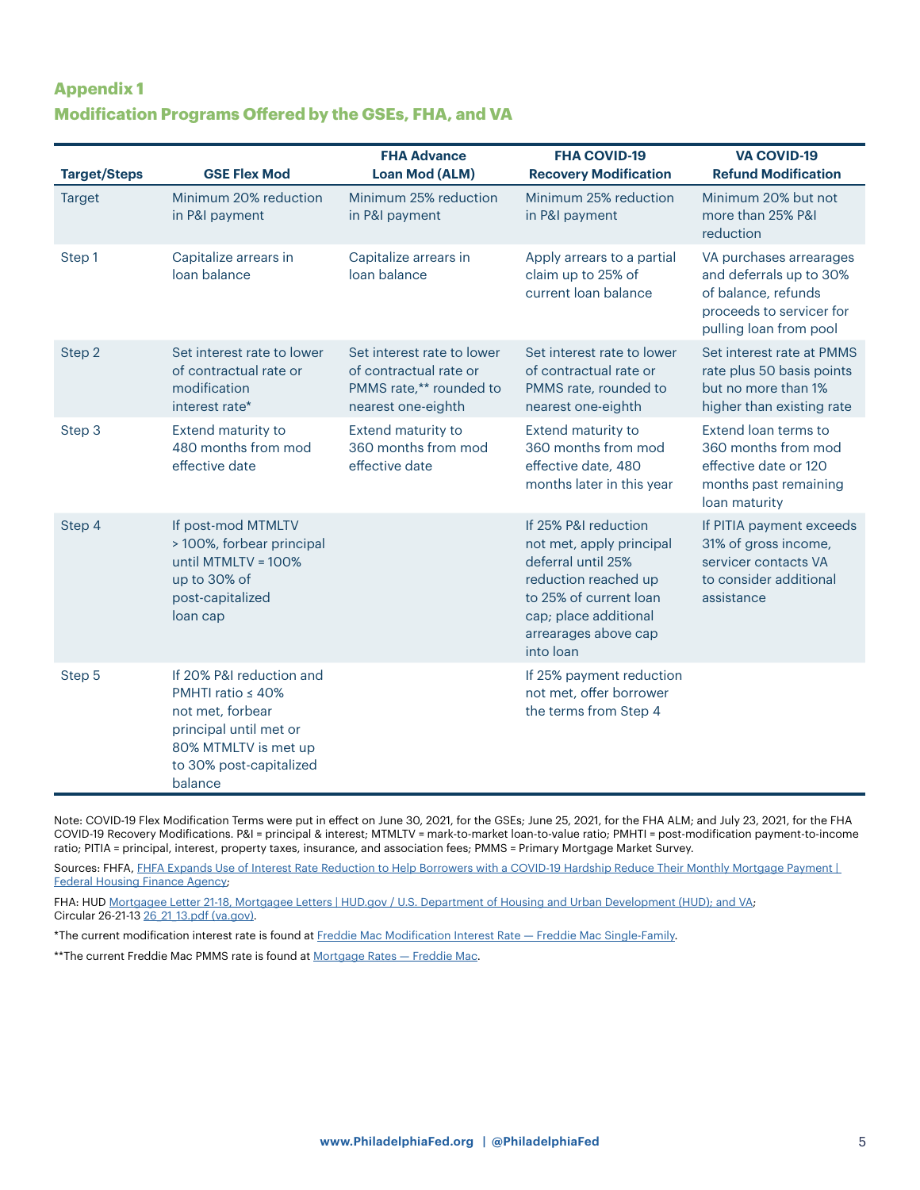## Appendix 1

## Modification Programs Offered by the GSEs, FHA, and VA

| Target/Steps | GSE Flex Mod | FHA Advance Loan Mod (ALM) | FHA COVID-19 Recovery Modification | VA COVID-19 Refund Modification |
|---|---|---|---|---|
| Target | Minimum 20% reduction in P&I payment | Minimum 25% reduction in P&I payment | Minimum 25% reduction in P&I payment | Minimum 20% but not more than 25% P&I reduction |
| Step 1 | Capitalize arrears in loan balance | Capitalize arrears in loan balance | Apply arrears to a partial claim up to 25% of current loan balance | VA purchases arrearages and deferrals up to 30% of balance, refunds proceeds to servicer for pulling loan from pool |
| Step 2 | Set interest rate to lower of contractual rate or modification interest rate* | Set interest rate to lower of contractual rate or PMMS rate,** rounded to nearest one-eighth | Set interest rate to lower of contractual rate or PMMS rate, rounded to nearest one-eighth | Set interest rate at PMMS rate plus 50 basis points but no more than 1% higher than existing rate |
| Step 3 | Extend maturity to 480 months from mod effective date | Extend maturity to 360 months from mod effective date | Extend maturity to 360 months from mod effective date, 480 months later in this year | Extend loan terms to 360 months from mod effective date or 120 months past remaining loan maturity |
| Step 4 | If post-mod MTMLTV > 100%, forbear principal until MTMLTV = 100% up to 30% of post-capitalized loan cap | | If 25% P&I reduction not met, apply principal deferral until 25% reduction reached up to 25% of current loan cap; place additional arrearages above cap into loan | If PITIA payment exceeds 31% of gross income, servicer contacts VA to consider additional assistance |
| Step 5 | If 20% P&I reduction and PMHTI ratio ≤ 40% not met, forbear principal until met or 80% MTMLTV is met up to 30% post-capitalized balance | | If 25% payment reduction not met, offer borrower the terms from Step 4 | |

Note: COVID-19 Flex Modification Terms were put in effect on June 30, 2021, for the GSEs; June 25, 2021, for the FHA ALM; and July 23, 2021, for the FHA COVID-19 Recovery Modifications. P&I = principal & interest; MTMLTV = mark-to-market loan-to-value ratio; PMHTI = post-modification payment-to-income ratio; PITIA = principal, interest, property taxes, insurance, and association fees; PMMS = Primary Mortgage Market Survey.

Sources: FHFA, FHFA Expands Use of Interest Rate Reduction to Help Borrowers with a COVID-19 Hardship Reduce Their Monthly Mortgage Payment | Federal Housing Finance Agency;

FHA: HUD Mortgagee Letter 21-18, Mortgagee Letters | HUD.gov / U.S. Department of Housing and Urban Development (HUD); and VA; Circular 26-21-13 26_21_13.pdf (va.gov).

*The current modification interest rate is found at Freddie Mac Modification Interest Rate — Freddie Mac Single-Family.

**The current Freddie Mac PMMS rate is found at Mortgage Rates — Freddie Mac.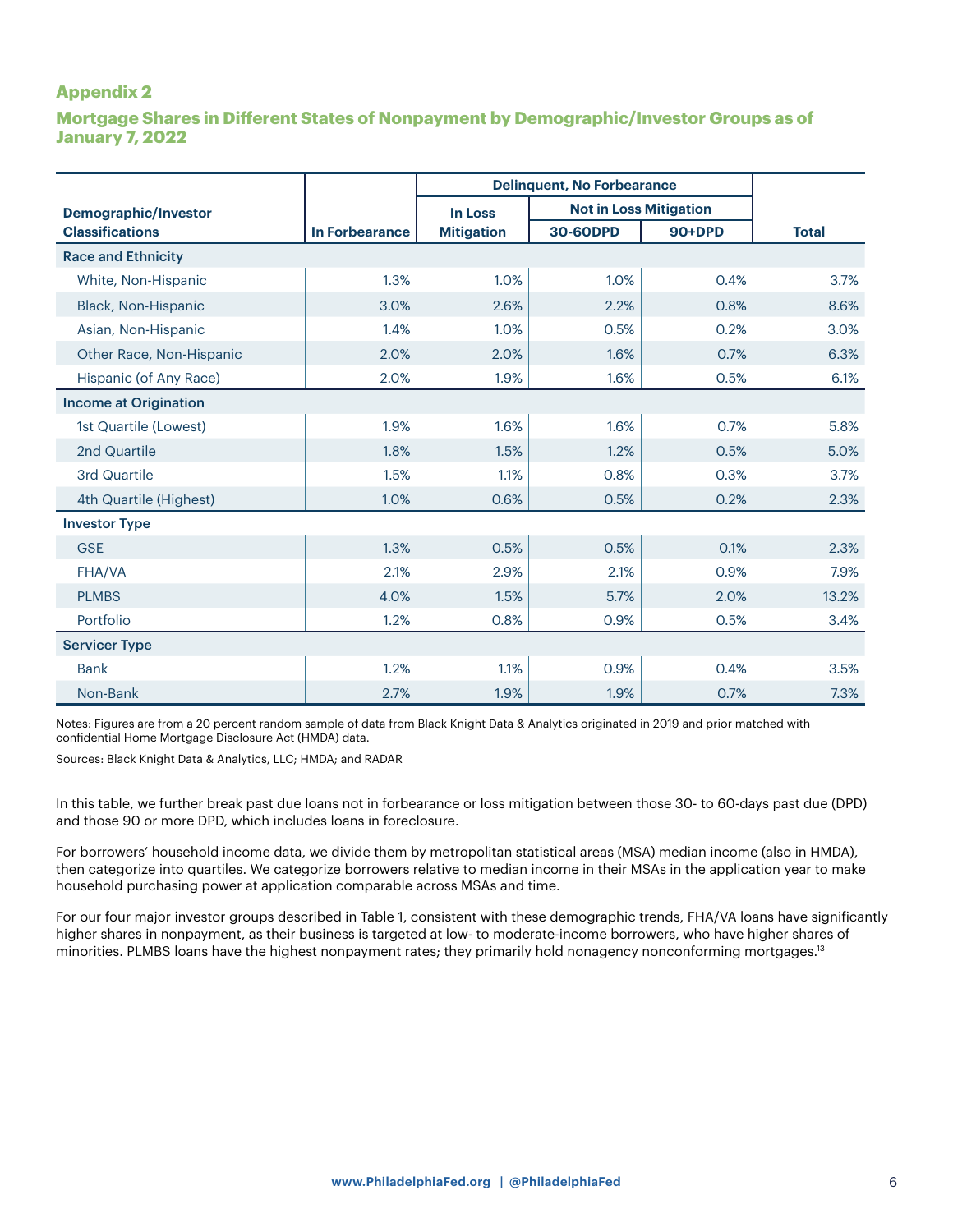## Appendix 2

### Mortgage Shares in Different States of Nonpayment by Demographic/Investor Groups as of January 7, 2022

| Demographic/Investor Classifications | In Forbearance | Delinquent, No Forbearance | | | Total |
|---|---|---|---|---|---|
| | | In Loss Mitigation | Not in Loss Mitigation | | |
| | | | 30-60DPD | 90+DPD | |
| **Race and Ethnicity** | | | | | |
| White, Non-Hispanic | 1.3% | 1.0% | 1.0% | 0.4% | 3.7% |
| Black, Non-Hispanic | 3.0% | 2.6% | 2.2% | 0.8% | 8.6% |
| Asian, Non-Hispanic | 1.4% | 1.0% | 0.5% | 0.2% | 3.0% |
| Other Race, Non-Hispanic | 2.0% | 2.0% | 1.6% | 0.7% | 6.3% |
| Hispanic (of Any Race) | 2.0% | 1.9% | 1.6% | 0.5% | 6.1% |
| **Income at Origination** | | | | | |
| 1st Quartile (Lowest) | 1.9% | 1.6% | 1.6% | 0.7% | 5.8% |
| 2nd Quartile | 1.8% | 1.5% | 1.2% | 0.5% | 5.0% |
| 3rd Quartile | 1.5% | 1.1% | 0.8% | 0.3% | 3.7% |
| 4th Quartile (Highest) | 1.0% | 0.6% | 0.5% | 0.2% | 2.3% |
| **Investor Type** | | | | | |
| GSE | 1.3% | 0.5% | 0.5% | 0.1% | 2.3% |
| FHA/VA | 2.1% | 2.9% | 2.1% | 0.9% | 7.9% |
| PLMBS | 4.0% | 1.5% | 5.7% | 2.0% | 13.2% |
| Portfolio | 1.2% | 0.8% | 0.9% | 0.5% | 3.4% |
| **Servicer Type** | | | | | |
| Bank | 1.2% | 1.1% | 0.9% | 0.4% | 3.5% |
| Non-Bank | 2.7% | 1.9% | 1.9% | 0.7% | 7.3% |

Notes: Figures are from a 20 percent random sample of data from Black Knight Data & Analytics originated in 2019 and prior matched with confidential Home Mortgage Disclosure Act (HMDA) data.

Sources: Black Knight Data & Analytics, LLC; HMDA; and RADAR

In this table, we further break past due loans not in forbearance or loss mitigation between those 30- to 60-days past due (DPD) and those 90 or more DPD, which includes loans in foreclosure.

For borrowers' household income data, we divide them by metropolitan statistical areas (MSA) median income (also in HMDA), then categorize into quartiles. We categorize borrowers relative to median income in their MSAs in the application year to make household purchasing power at application comparable across MSAs and time.

For our four major investor groups described in Table 1, consistent with these demographic trends, FHA/VA loans have significantly higher shares in nonpayment, as their business is targeted at low- to moderate-income borrowers, who have higher shares of minorities. PLMBS loans have the highest nonpayment rates; they primarily hold nonagency nonconforming mortgages.[13]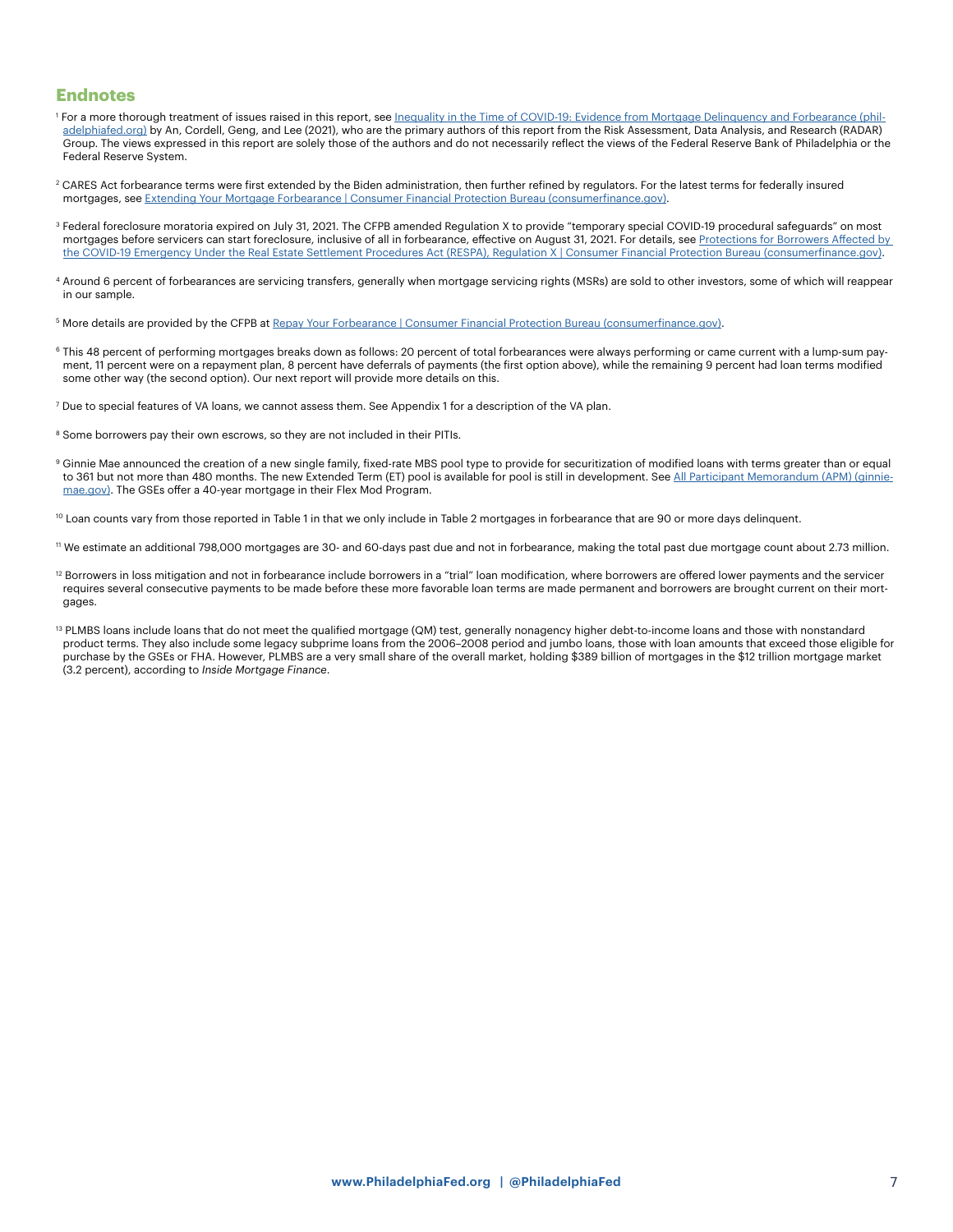## Endnotes

[1] For a more thorough treatment of issues raised in this report, see [Inequality in the Time of COVID-19: Evidence from Mortgage Delinquency and Forbearance (philadelphiafed.org)]() by An, Cordell, Geng, and Lee (2021), who are the primary authors of this report from the Risk Assessment, Data Analysis, and Research (RADAR) Group. The views expressed in this report are solely those of the authors and do not necessarily reflect the views of the Federal Reserve Bank of Philadelphia or the Federal Reserve System.

[2] CARES Act forbearance terms were first extended by the Biden administration, then further refined by regulators. For the latest terms for federally insured mortgages, see [Extending Your Mortgage Forbearance | Consumer Financial Protection Bureau (consumerfinance.gov)]().

[3] Federal foreclosure moratoria expired on July 31, 2021. The CFPB amended Regulation X to provide "temporary special COVID-19 procedural safeguards" on most mortgages before servicers can start foreclosure, inclusive of all in forbearance, effective on August 31, 2021. For details, see [Protections for Borrowers Affected by the COVID-19 Emergency Under the Real Estate Settlement Procedures Act (RESPA), Regulation X | Consumer Financial Protection Bureau (consumerfinance.gov)]().

[4] Around 6 percent of forbearances are servicing transfers, generally when mortgage servicing rights (MSRs) are sold to other investors, some of which will reappear in our sample.

[5] More details are provided by the CFPB at [Repay Your Forbearance | Consumer Financial Protection Bureau (consumerfinance.gov)]().

[6] This 48 percent of performing mortgages breaks down as follows: 20 percent of total forbearances were always performing or came current with a lump-sum payment, 11 percent were on a repayment plan, 8 percent have deferrals of payments (the first option above), while the remaining 9 percent had loan terms modified some other way (the second option). Our next report will provide more details on this.

[7] Due to special features of VA loans, we cannot assess them. See Appendix 1 for a description of the VA plan.

[8] Some borrowers pay their own escrows, so they are not included in their PITIs.

[9] Ginnie Mae announced the creation of a new single family, fixed-rate MBS pool type to provide for securitization of modified loans with terms greater than or equal to 361 but not more than 480 months. The new Extended Term (ET) pool is available for pool is still in development. See [All Participant Memorandum (APM) (ginniemae.gov)](). The GSEs offer a 40-year mortgage in their Flex Mod Program.

[10] Loan counts vary from those reported in Table 1 in that we only include in Table 2 mortgages in forbearance that are 90 or more days delinquent.

[11] We estimate an additional 798,000 mortgages are 30- and 60-days past due and not in forbearance, making the total past due mortgage count about 2.73 million.

[12] Borrowers in loss mitigation and not in forbearance include borrowers in a "trial" loan modification, where borrowers are offered lower payments and the servicer requires several consecutive payments to be made before these more favorable loan terms are made permanent and borrowers are brought current on their mortgages.

[13] PLMBS loans include loans that do not meet the qualified mortgage (QM) test, generally nonagency higher debt-to-income loans and those with nonstandard product terms. They also include some legacy subprime loans from the 2006–2008 period and jumbo loans, those with loan amounts that exceed those eligible for purchase by the GSEs or FHA. However, PLMBS are a very small share of the overall market, holding $389 billion of mortgages in the $12 trillion mortgage market (3.2 percent), according to *Inside Mortgage Finance*.